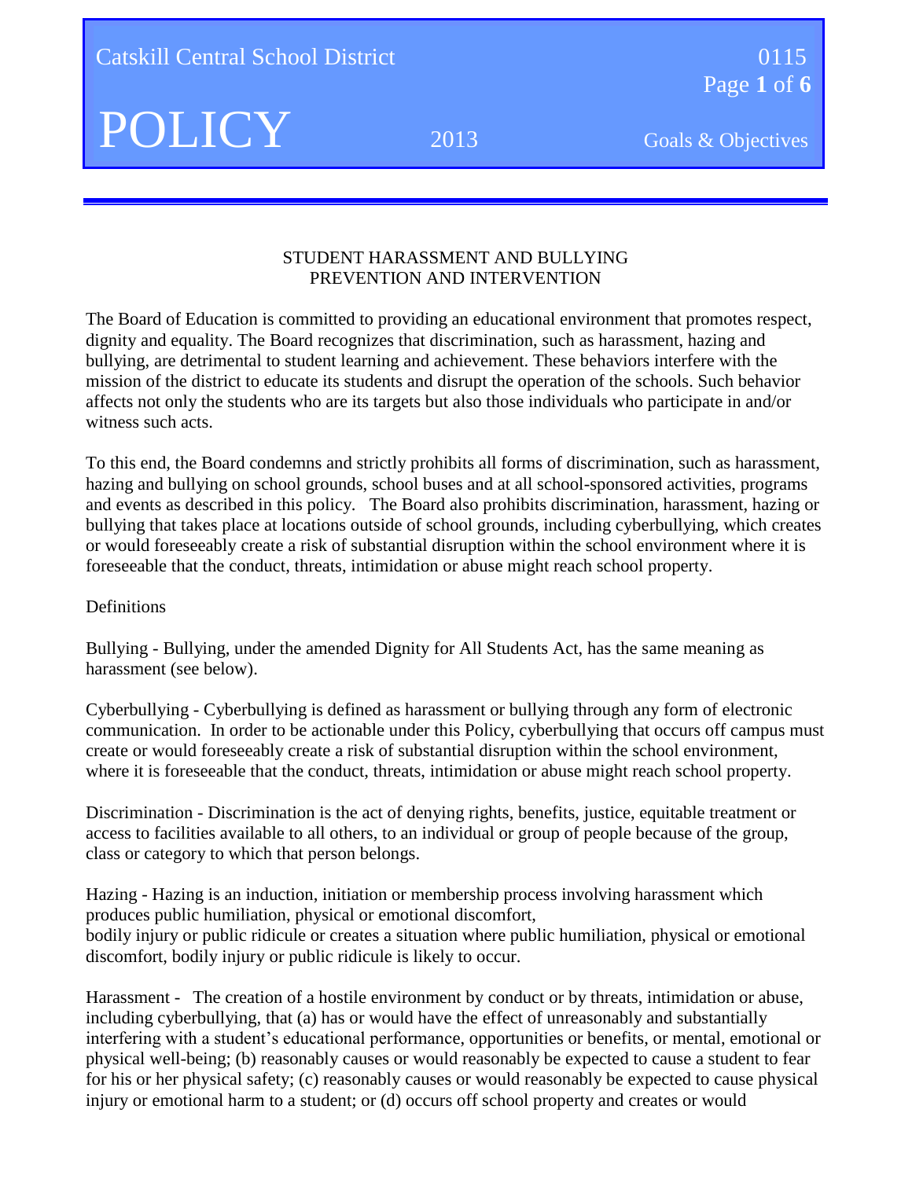# STUDENT HARASSMENT AND BULLYING PREVENTION AND INTERVENTION

The Board of Education is committed to providing an educational environment that promotes respect, dignity and equality. The Board recognizes that discrimination, such as harassment, hazing and bullying, are detrimental to student learning and achievement. These behaviors interfere with the mission of the district to educate its students and disrupt the operation of the schools. Such behavior affects not only the students who are its targets but also those individuals who participate in and/or witness such acts.

To this end, the Board condemns and strictly prohibits all forms of discrimination, such as harassment, hazing and bullying on school grounds, school buses and at all school-sponsored activities, programs and events as described in this policy. The Board also prohibits discrimination, harassment, hazing or bullying that takes place at locations outside of school grounds, including cyberbullying, which creates or would foreseeably create a risk of substantial disruption within the school environment where it is foreseeable that the conduct, threats, intimidation or abuse might reach school property.

## Definitions

Bullying - Bullying, under the amended Dignity for All Students Act, has the same meaning as harassment (see below).

Cyberbullying - Cyberbullying is defined as harassment or bullying through any form of electronic communication. In order to be actionable under this Policy, cyberbullying that occurs off campus must create or would foreseeably create a risk of substantial disruption within the school environment, where it is foreseeable that the conduct, threats, intimidation or abuse might reach school property.

Discrimination - Discrimination is the act of denying rights, benefits, justice, equitable treatment or access to facilities available to all others, to an individual or group of people because of the group, class or category to which that person belongs.

Hazing - Hazing is an induction, initiation or membership process involving harassment which produces public humiliation, physical or emotional discomfort, bodily injury or public ridicule or creates a situation where public humiliation, physical or emotional discomfort, bodily injury or public ridicule is likely to occur.

Harassment - The creation of a hostile environment by conduct or by threats, intimidation or abuse, including cyberbullying, that (a) has or would have the effect of unreasonably and substantially interfering with a student's educational performance, opportunities or benefits, or mental, emotional or physical well-being; (b) reasonably causes or would reasonably be expected to cause a student to fear for his or her physical safety; (c) reasonably causes or would reasonably be expected to cause physical injury or emotional harm to a student; or (d) occurs off school property and creates or would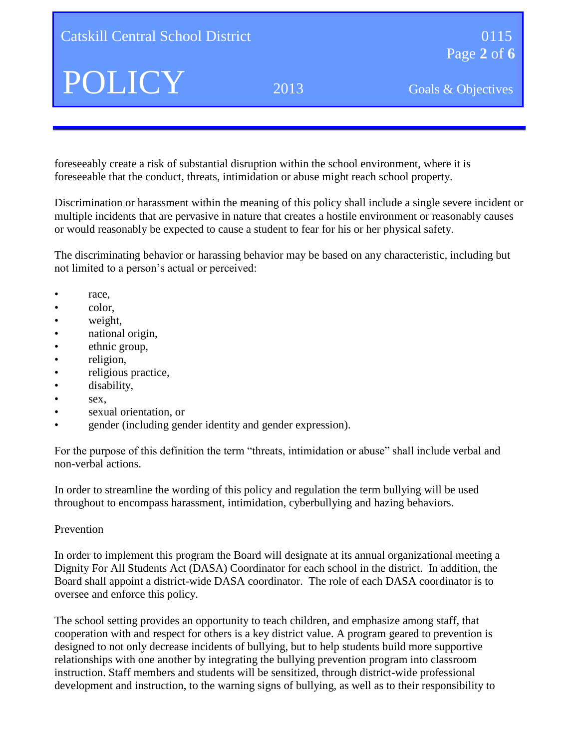foreseeably create a risk of substantial disruption within the school environment, where it is foreseeable that the conduct, threats, intimidation or abuse might reach school property.

Discrimination or harassment within the meaning of this policy shall include a single severe incident or multiple incidents that are pervasive in nature that creates a hostile environment or reasonably causes or would reasonably be expected to cause a student to fear for his or her physical safety.

The discriminating behavior or harassing behavior may be based on any characteristic, including but not limited to a person's actual or perceived:

- race,
- color,
- weight,
- national origin,
- ethnic group,
- religion,
- religious practice,
- disability,
- sex,
- sexual orientation, or
- gender (including gender identity and gender expression).

For the purpose of this definition the term "threats, intimidation or abuse" shall include verbal and non-verbal actions.

In order to streamline the wording of this policy and regulation the term bullying will be used throughout to encompass harassment, intimidation, cyberbullying and hazing behaviors.

Prevention

In order to implement this program the Board will designate at its annual organizational meeting a Dignity For All Students Act (DASA) Coordinator for each school in the district. In addition, the Board shall appoint a district-wide DASA coordinator. The role of each DASA coordinator is to oversee and enforce this policy.

The school setting provides an opportunity to teach children, and emphasize among staff, that cooperation with and respect for others is a key district value. A program geared to prevention is designed to not only decrease incidents of bullying, but to help students build more supportive relationships with one another by integrating the bullying prevention program into classroom instruction. Staff members and students will be sensitized, through district-wide professional development and instruction, to the warning signs of bullying, as well as to their responsibility to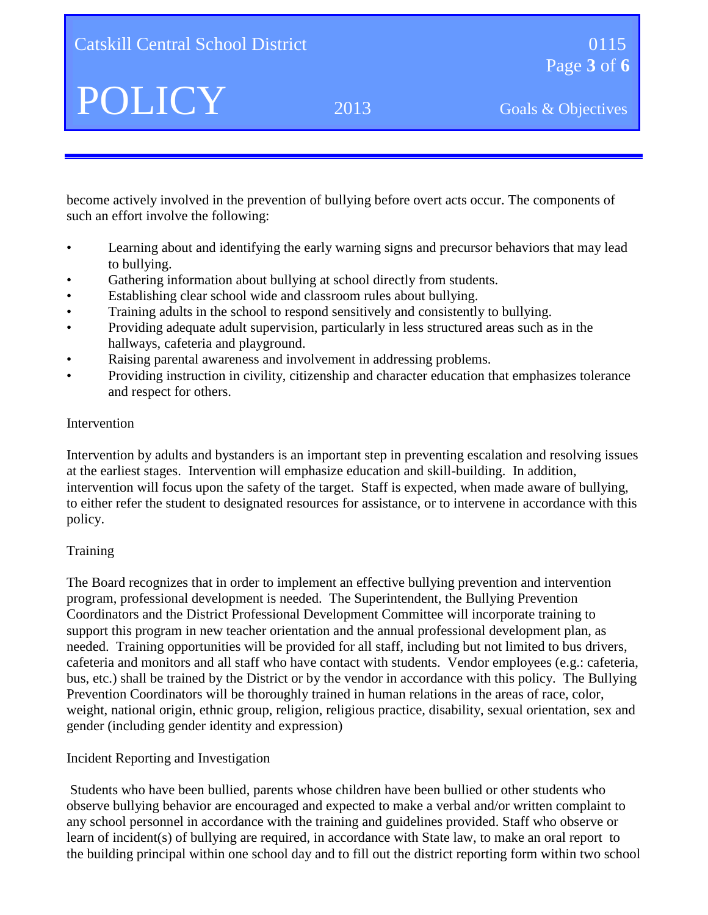become actively involved in the prevention of bullying before overt acts occur. The components of such an effort involve the following:

- Learning about and identifying the early warning signs and precursor behaviors that may lead to bullying.
- Gathering information about bullying at school directly from students.
- Establishing clear school wide and classroom rules about bullying.
- Training adults in the school to respond sensitively and consistently to bullying.
- Providing adequate adult supervision, particularly in less structured areas such as in the hallways, cafeteria and playground.
- Raising parental awareness and involvement in addressing problems.
- Providing instruction in civility, citizenship and character education that emphasizes tolerance and respect for others.

Intervention

Intervention by adults and bystanders is an important step in preventing escalation and resolving issues at the earliest stages. Intervention will emphasize education and skill-building. In addition, intervention will focus upon the safety of the target. Staff is expected, when made aware of bullying, to either refer the student to designated resources for assistance, or to intervene in accordance with this policy.

Training

The Board recognizes that in order to implement an effective bullying prevention and intervention program, professional development is needed. The Superintendent, the Bullying Prevention Coordinators and the District Professional Development Committee will incorporate training to support this program in new teacher orientation and the annual professional development plan, as needed. Training opportunities will be provided for all staff, including but not limited to bus drivers, cafeteria and monitors and all staff who have contact with students. Vendor employees (e.g.: cafeteria, bus, etc.) shall be trained by the District or by the vendor in accordance with this policy. The Bullying Prevention Coordinators will be thoroughly trained in human relations in the areas of race, color, weight, national origin, ethnic group, religion, religious practice, disability, sexual orientation, sex and gender (including gender identity and expression)

Incident Reporting and Investigation

Students who have been bullied, parents whose children have been bullied or other students who observe bullying behavior are encouraged and expected to make a verbal and/or written complaint to any school personnel in accordance with the training and guidelines provided. Staff who observe or learn of incident(s) of bullying are required, in accordance with State law, to make an oral report to the building principal within one school day and to fill out the district reporting form within two school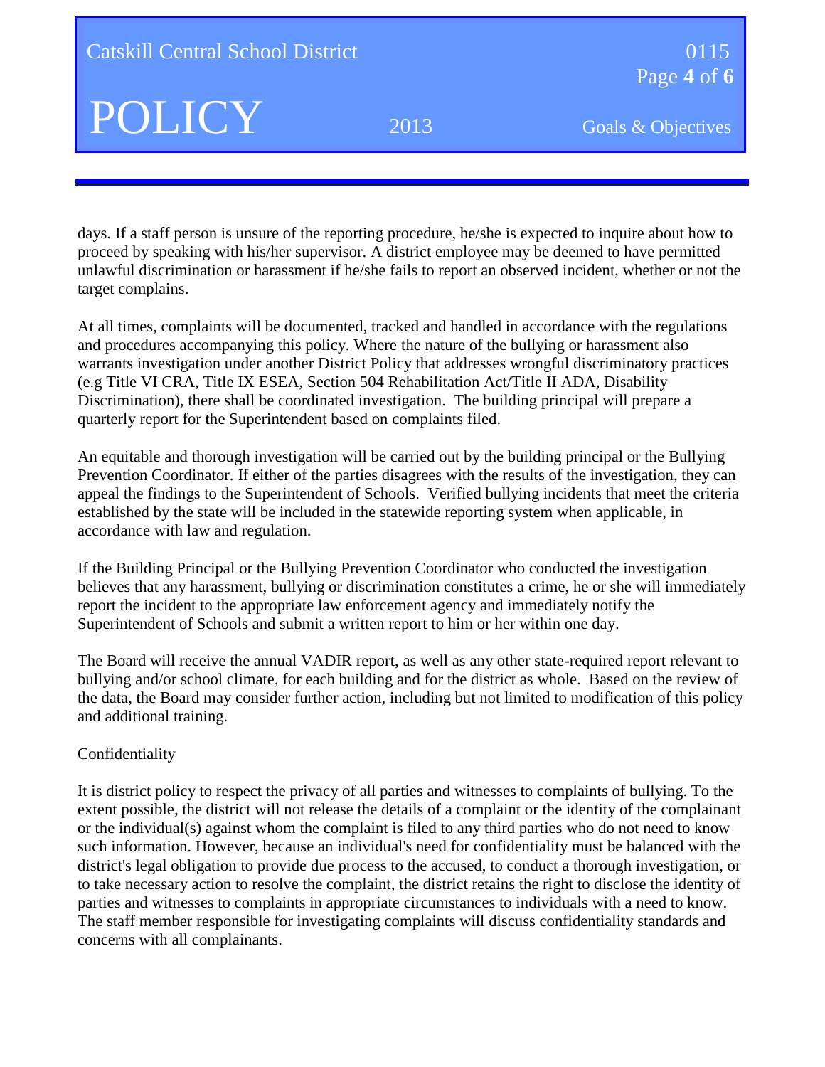days. If a staff person is unsure of the reporting procedure, he/she is expected to inquire about how to proceed by speaking with his/her supervisor. A district employee may be deemed to have permitted unlawful discrimination or harassment if he/she fails to report an observed incident, whether or not the target complains.

At all times, complaints will be documented, tracked and handled in accordance with the regulations and procedures accompanying this policy. Where the nature of the bullying or harassment also warrants investigation under another District Policy that addresses wrongful discriminatory practices (e.g Title VI CRA, Title IX ESEA, Section 504 Rehabilitation Act/Title II ADA, Disability Discrimination), there shall be coordinated investigation. The building principal will prepare a quarterly report for the Superintendent based on complaints filed.

An equitable and thorough investigation will be carried out by the building principal or the Bullying Prevention Coordinator. If either of the parties disagrees with the results of the investigation, they can appeal the findings to the Superintendent of Schools. Verified bullying incidents that meet the criteria established by the state will be included in the statewide reporting system when applicable, in accordance with law and regulation.

If the Building Principal or the Bullying Prevention Coordinator who conducted the investigation believes that any harassment, bullying or discrimination constitutes a crime, he or she will immediately report the incident to the appropriate law enforcement agency and immediately notify the Superintendent of Schools and submit a written report to him or her within one day.

The Board will receive the annual VADIR report, as well as any other state-required report relevant to bullying and/or school climate, for each building and for the district as whole. Based on the review of the data, the Board may consider further action, including but not limited to modification of this policy and additional training.

Confidentiality

It is district policy to respect the privacy of all parties and witnesses to complaints of bullying. To the extent possible, the district will not release the details of a complaint or the identity of the complainant or the individual(s) against whom the complaint is filed to any third parties who do not need to know such information. However, because an individual's need for confidentiality must be balanced with the district's legal obligation to provide due process to the accused, to conduct a thorough investigation, or to take necessary action to resolve the complaint, the district retains the right to disclose the identity of parties and witnesses to complaints in appropriate circumstances to individuals with a need to know. The staff member responsible for investigating complaints will discuss confidentiality standards and concerns with all complainants.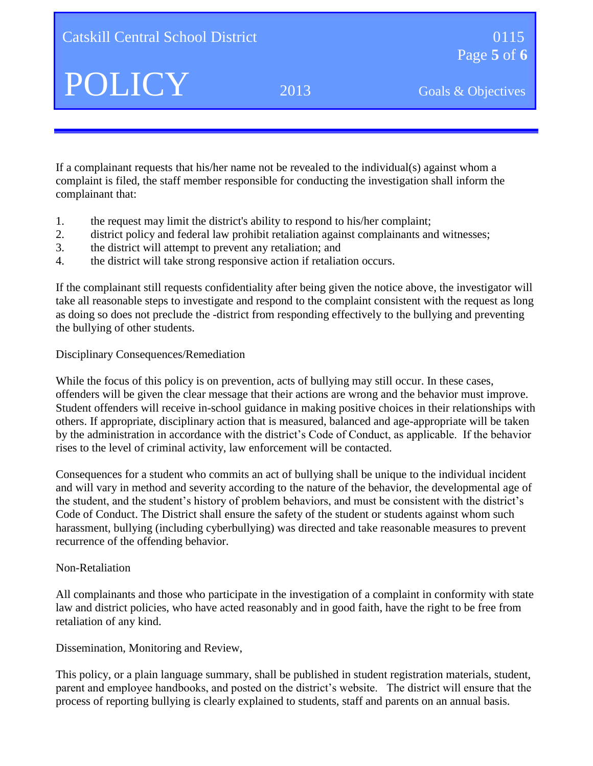If a complainant requests that his/her name not be revealed to the individual(s) against whom a complaint is filed, the staff member responsible for conducting the investigation shall inform the complainant that:

1. the request may limit the district's ability to respond to his/her complaint;
2. district policy and federal law prohibit retaliation against complainants and witnesses;
3. the district will attempt to prevent any retaliation; and
4. the district will take strong responsive action if retaliation occurs.

If the complainant still requests confidentiality after being given the notice above, the investigator will take all reasonable steps to investigate and respond to the complaint consistent with the request as long as doing so does not preclude the -district from responding effectively to the bullying and preventing the bullying of other students.

Disciplinary Consequences/Remediation

While the focus of this policy is on prevention, acts of bullying may still occur. In these cases, offenders will be given the clear message that their actions are wrong and the behavior must improve. Student offenders will receive in-school guidance in making positive choices in their relationships with others. If appropriate, disciplinary action that is measured, balanced and age-appropriate will be taken by the administration in accordance with the district's Code of Conduct, as applicable. If the behavior rises to the level of criminal activity, law enforcement will be contacted.

Consequences for a student who commits an act of bullying shall be unique to the individual incident and will vary in method and severity according to the nature of the behavior, the developmental age of the student, and the student's history of problem behaviors, and must be consistent with the district's Code of Conduct. The District shall ensure the safety of the student or students against whom such harassment, bullying (including cyberbullying) was directed and take reasonable measures to prevent recurrence of the offending behavior.

Non-Retaliation

All complainants and those who participate in the investigation of a complaint in conformity with state law and district policies, who have acted reasonably and in good faith, have the right to be free from retaliation of any kind.

Dissemination, Monitoring and Review,

This policy, or a plain language summary, shall be published in student registration materials, student, parent and employee handbooks, and posted on the district's website. The district will ensure that the process of reporting bullying is clearly explained to students, staff and parents on an annual basis.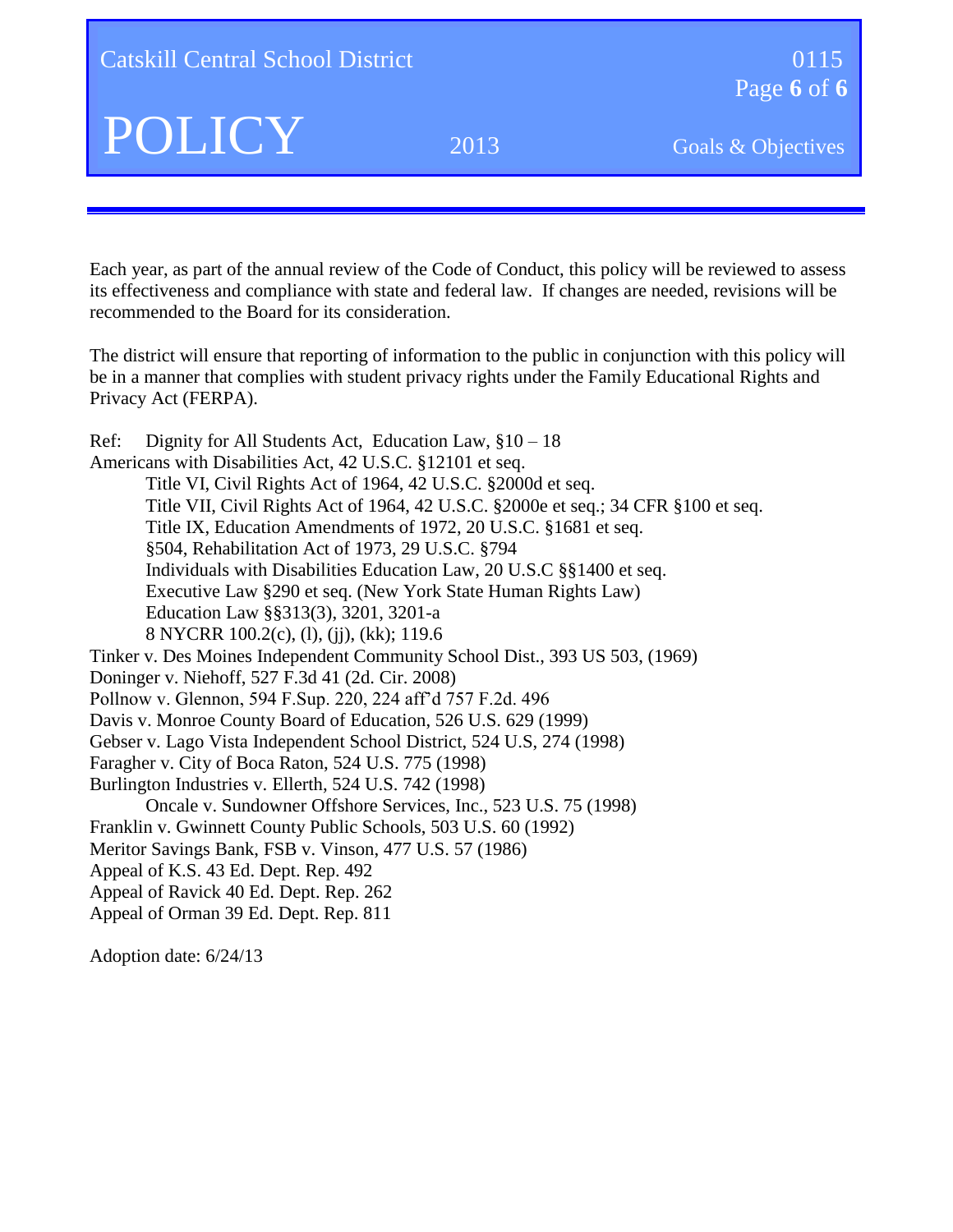Each year, as part of the annual review of the Code of Conduct, this policy will be reviewed to assess its effectiveness and compliance with state and federal law. If changes are needed, revisions will be recommended to the Board for its consideration.

The district will ensure that reporting of information to the public in conjunction with this policy will be in a manner that complies with student privacy rights under the Family Educational Rights and Privacy Act (FERPA).

Ref: Dignity for All Students Act, Education Law, §10 – 18
Americans with Disabilities Act, 42 U.S.C. §12101 et seq.
Title VI, Civil Rights Act of 1964, 42 U.S.C. §2000d et seq.
Title VII, Civil Rights Act of 1964, 42 U.S.C. §2000e et seq.; 34 CFR §100 et seq.
Title IX, Education Amendments of 1972, 20 U.S.C. §1681 et seq.
§504, Rehabilitation Act of 1973, 29 U.S.C. §794
Individuals with Disabilities Education Law, 20 U.S.C §§1400 et seq.
Executive Law §290 et seq. (New York State Human Rights Law)
Education Law §§313(3), 3201, 3201-a
8 NYCRR 100.2(c), (l), (jj), (kk); 119.6
Tinker v. Des Moines Independent Community School Dist., 393 US 503, (1969)
Doninger v. Niehoff, 527 F.3d 41 (2d. Cir. 2008)
Pollnow v. Glennon, 594 F.Sup. 220, 224 aff'd 757 F.2d. 496
Davis v. Monroe County Board of Education, 526 U.S. 629 (1999)
Gebser v. Lago Vista Independent School District, 524 U.S, 274 (1998)
Faragher v. City of Boca Raton, 524 U.S. 775 (1998)
Burlington Industries v. Ellerth, 524 U.S. 742 (1998)
Oncale v. Sundowner Offshore Services, Inc., 523 U.S. 75 (1998)
Franklin v. Gwinnett County Public Schools, 503 U.S. 60 (1992)
Meritor Savings Bank, FSB v. Vinson, 477 U.S. 57 (1986)
Appeal of K.S. 43 Ed. Dept. Rep. 492
Appeal of Ravick 40 Ed. Dept. Rep. 262
Appeal of Orman 39 Ed. Dept. Rep. 811

Adoption date: 6/24/13